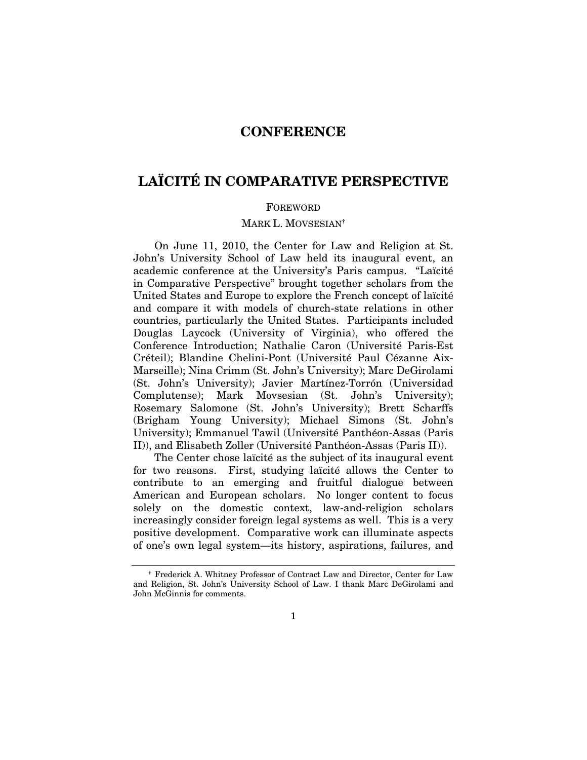# CONFERENCE

# LAÏCITÉ IN COMPARATIVE PERSPECTIVE

## FOREWORD

MARK L. MOVSESIAN[†]

On June 11, 2010, the Center for Law and Religion at St. John's University School of Law held its inaugural event, an academic conference at the University's Paris campus. "Laïcité in Comparative Perspective" brought together scholars from the United States and Europe to explore the French concept of laïcité and compare it with models of church-state relations in other countries, particularly the United States. Participants included Douglas Laycock (University of Virginia), who offered the Conference Introduction; Nathalie Caron (Université Paris-Est Créteil); Blandine Chelini-Pont (Université Paul Cézanne Aix-Marseille); Nina Crimm (St. John's University); Marc DeGirolami (St. John's University); Javier Martínez-Torrón (Universidad Complutense); Mark Movsesian (St. John's University); Rosemary Salomone (St. John's University); Brett Scharffs (Brigham Young University); Michael Simons (St. John's University); Emmanuel Tawil (Université Panthéon-Assas (Paris II)), and Elisabeth Zoller (Université Panthéon-Assas (Paris II)).

The Center chose laïcité as the subject of its inaugural event for two reasons. First, studying laïcité allows the Center to contribute to an emerging and fruitful dialogue between American and European scholars. No longer content to focus solely on the domestic context, law-and-religion scholars increasingly consider foreign legal systems as well. This is a very positive development. Comparative work can illuminate aspects of one's own legal system—its history, aspirations, failures, and

---

[†] Frederick A. Whitney Professor of Contract Law and Director, Center for Law and Religion, St. John's University School of Law. I thank Marc DeGirolami and John McGinnis for comments.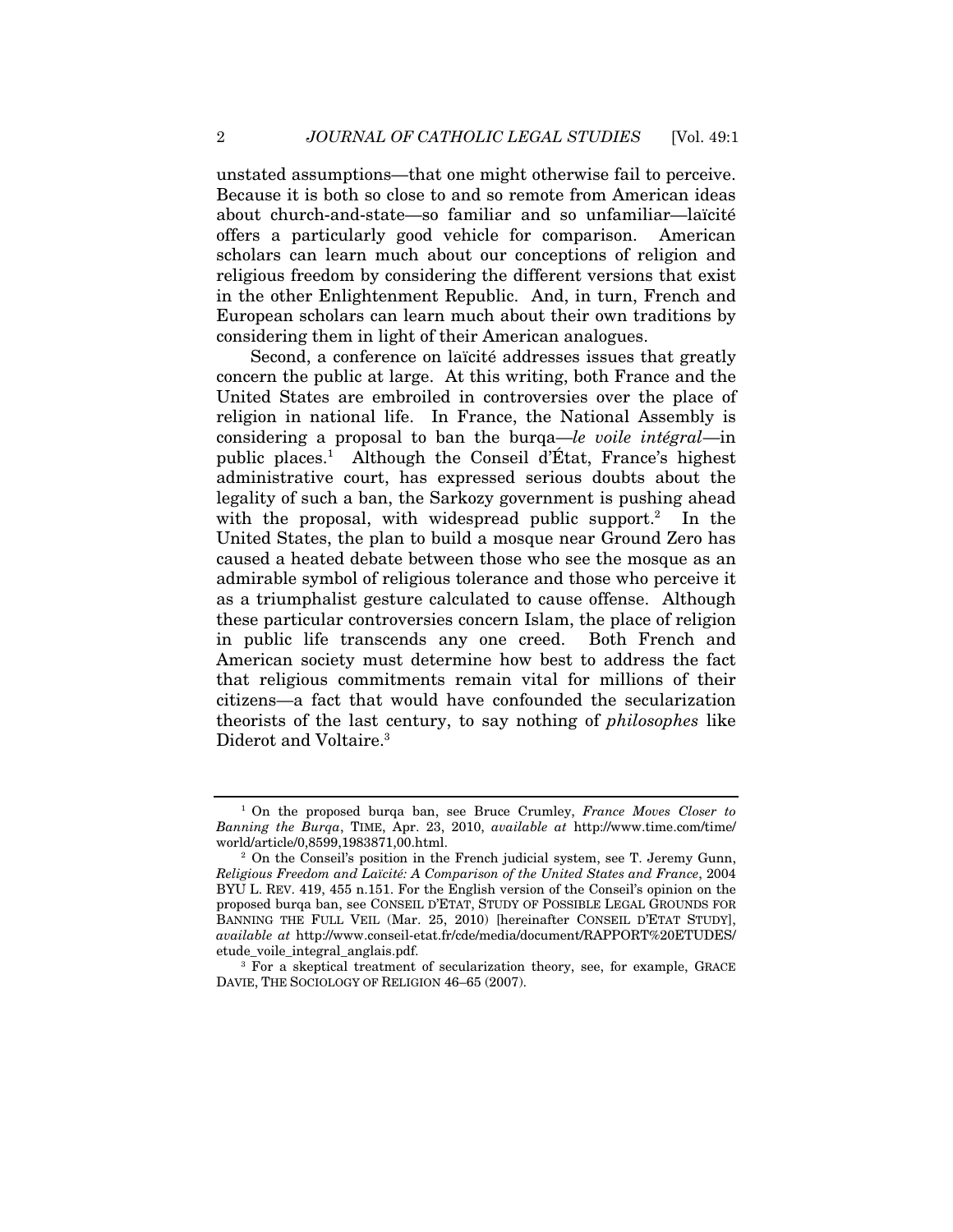unstated assumptions—that one might otherwise fail to perceive. Because it is both so close to and so remote from American ideas about church-and-state—so familiar and so unfamiliar—laïcité offers a particularly good vehicle for comparison. American scholars can learn much about our conceptions of religion and religious freedom by considering the different versions that exist in the other Enlightenment Republic. And, in turn, French and European scholars can learn much about their own traditions by considering them in light of their American analogues.

Second, a conference on laïcité addresses issues that greatly concern the public at large. At this writing, both France and the United States are embroiled in controversies over the place of religion in national life. In France, the National Assembly is considering a proposal to ban the burqa—*le voile intégral*—in public places.[1] Although the Conseil d'État, France's highest administrative court, has expressed serious doubts about the legality of such a ban, the Sarkozy government is pushing ahead with the proposal, with widespread public support.[2] In the United States, the plan to build a mosque near Ground Zero has caused a heated debate between those who see the mosque as an admirable symbol of religious tolerance and those who perceive it as a triumphalist gesture calculated to cause offense. Although these particular controversies concern Islam, the place of religion in public life transcends any one creed. Both French and American society must determine how best to address the fact that religious commitments remain vital for millions of their citizens—a fact that would have confounded the secularization theorists of the last century, to say nothing of *philosophes* like Diderot and Voltaire.[3]

---

[1] On the proposed burqa ban, see Bruce Crumley, *France Moves Closer to Banning the Burqa*, TIME, Apr. 23, 2010, *available at* http://www.time.com/time/world/article/0,8599,1983871,00.html.

[2] On the Conseil's position in the French judicial system, see T. Jeremy Gunn, *Religious Freedom and Laïcité: A Comparison of the United States and France*, 2004 BYU L. REV. 419, 455 n.151. For the English version of the Conseil's opinion on the proposed burqa ban, see CONSEIL D'ETAT, STUDY OF POSSIBLE LEGAL GROUNDS FOR BANNING THE FULL VEIL (Mar. 25, 2010) [hereinafter CONSEIL D'ETAT STUDY], *available at* http://www.conseil-etat.fr/cde/media/document/RAPPORT%20ETUDES/etude_voile_integral_anglais.pdf.

[3] For a skeptical treatment of secularization theory, see, for example, GRACE DAVIE, THE SOCIOLOGY OF RELIGION 46–65 (2007).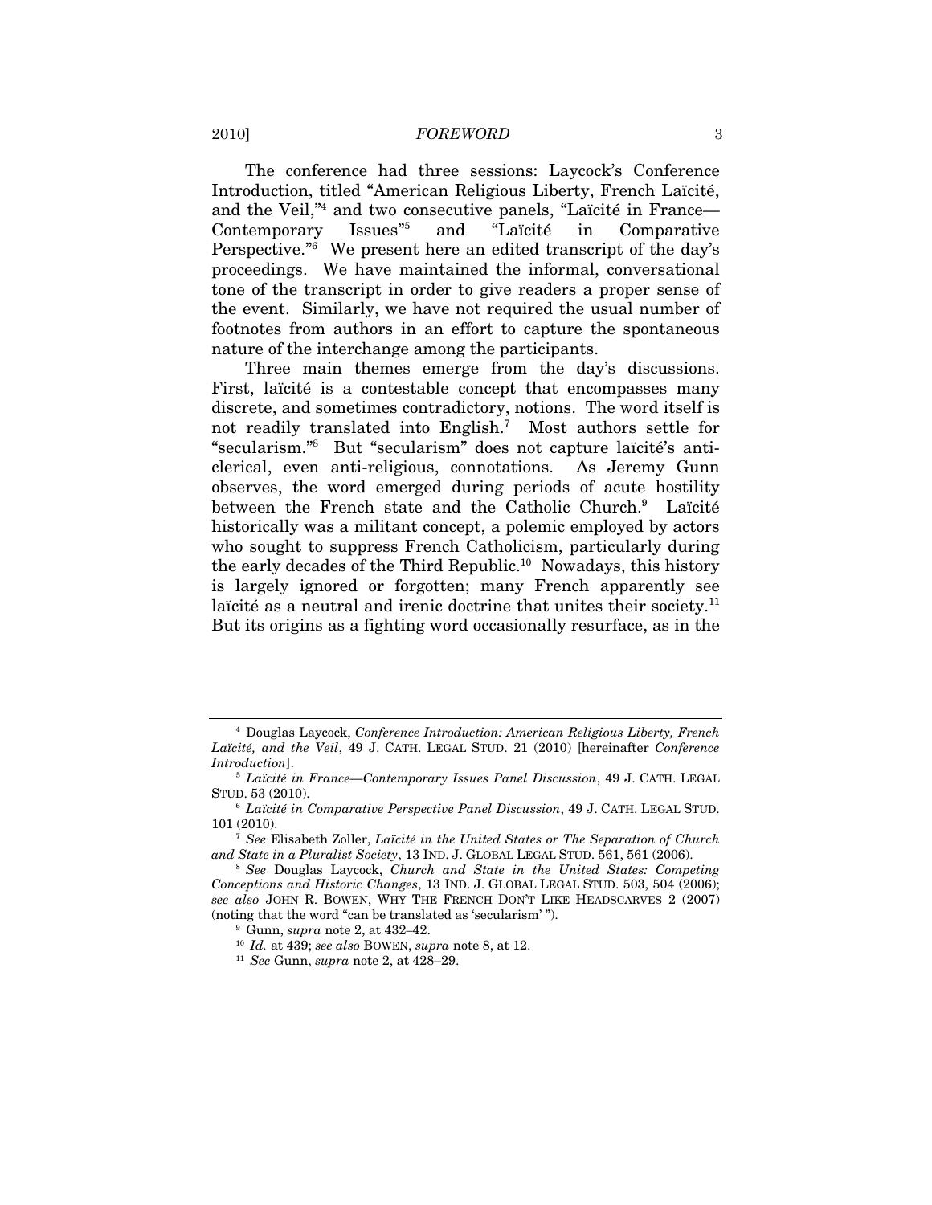The conference had three sessions: Laycock's Conference Introduction, titled "American Religious Liberty, French Laïcité, and the Veil,"[4] and two consecutive panels, "Laïcité in France—Contemporary Issues"[5] and "Laïcité in Comparative Perspective."[6] We present here an edited transcript of the day's proceedings. We have maintained the informal, conversational tone of the transcript in order to give readers a proper sense of the event. Similarly, we have not required the usual number of footnotes from authors in an effort to capture the spontaneous nature of the interchange among the participants.

Three main themes emerge from the day's discussions. First, laïcité is a contestable concept that encompasses many discrete, and sometimes contradictory, notions. The word itself is not readily translated into English.[7] Most authors settle for "secularism."[8] But "secularism" does not capture laïcité's anti-clerical, even anti-religious, connotations. As Jeremy Gunn observes, the word emerged during periods of acute hostility between the French state and the Catholic Church.[9] Laïcité historically was a militant concept, a polemic employed by actors who sought to suppress French Catholicism, particularly during the early decades of the Third Republic.[10] Nowadays, this history is largely ignored or forgotten; many French apparently see laïcité as a neutral and irenic doctrine that unites their society.[11] But its origins as a fighting word occasionally resurface, as in the

---

[4] Douglas Laycock, *Conference Introduction: American Religious Liberty, French Laïcité, and the Veil*, 49 J. CATH. LEGAL STUD. 21 (2010) [hereinafter *Conference Introduction*].

[5] *Laïcité in France—Contemporary Issues Panel Discussion*, 49 J. CATH. LEGAL STUD. 53 (2010).

[6] *Laïcité in Comparative Perspective Panel Discussion*, 49 J. CATH. LEGAL STUD. 101 (2010).

[7] *See* Elisabeth Zoller, *Laïcité in the United States or The Separation of Church and State in a Pluralist Society*, 13 IND. J. GLOBAL LEGAL STUD. 561, 561 (2006).

[8] *See* Douglas Laycock, *Church and State in the United States: Competing Conceptions and Historic Changes*, 13 IND. J. GLOBAL LEGAL STUD. 503, 504 (2006); *see also* JOHN R. BOWEN, WHY THE FRENCH DON'T LIKE HEADSCARVES 2 (2007) (noting that the word "can be translated as 'secularism' ").

[9] Gunn, *supra* note 2, at 432–42.

[10] *Id.* at 439; *see also* BOWEN, *supra* note 8, at 12.

[11] *See* Gunn, *supra* note 2, at 428–29.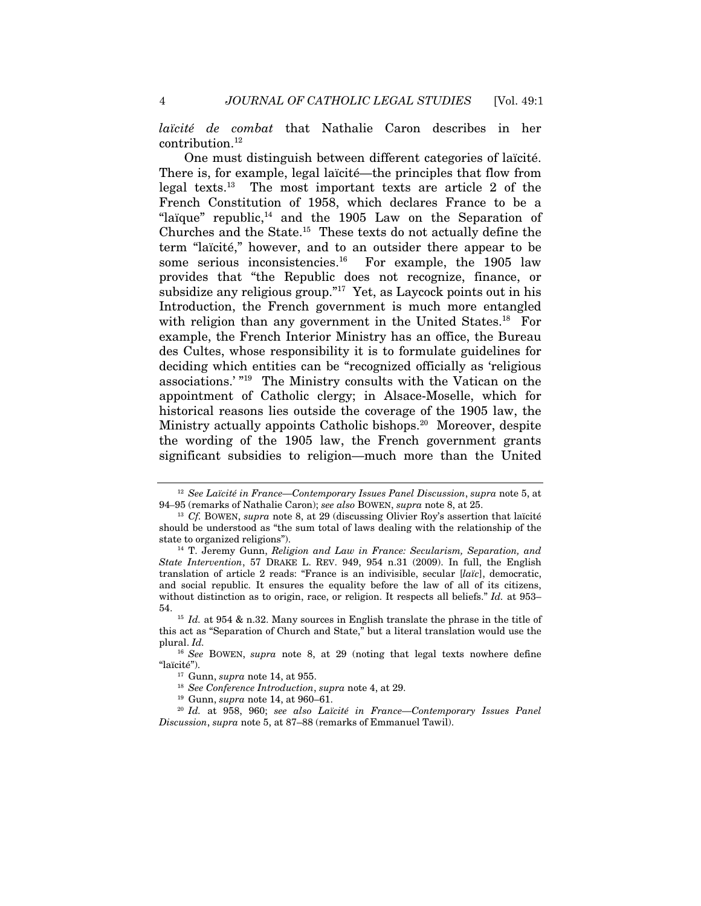*laïcité de combat* that Nathalie Caron describes in her contribution.[12]

One must distinguish between different categories of laïcité. There is, for example, legal laïcité—the principles that flow from legal texts.[13] The most important texts are article 2 of the French Constitution of 1958, which declares France to be a "laïque" republic,[14] and the 1905 Law on the Separation of Churches and the State.[15] These texts do not actually define the term "laïcité," however, and to an outsider there appear to be some serious inconsistencies.[16] For example, the 1905 law provides that "the Republic does not recognize, finance, or subsidize any religious group."[17] Yet, as Laycock points out in his Introduction, the French government is much more entangled with religion than any government in the United States.[18] For example, the French Interior Ministry has an office, the Bureau des Cultes, whose responsibility it is to formulate guidelines for deciding which entities can be "recognized officially as 'religious associations.' "[19] The Ministry consults with the Vatican on the appointment of Catholic clergy; in Alsace-Moselle, which for historical reasons lies outside the coverage of the 1905 law, the Ministry actually appoints Catholic bishops.[20] Moreover, despite the wording of the 1905 law, the French government grants significant subsidies to religion—much more than the United

---

[12] *See Laïcité in France—Contemporary Issues Panel Discussion*, *supra* note 5, at 94–95 (remarks of Nathalie Caron); *see also* BOWEN, *supra* note 8, at 25.

[13] *Cf.* BOWEN, *supra* note 8, at 29 (discussing Olivier Roy's assertion that laïcité should be understood as "the sum total of laws dealing with the relationship of the state to organized religions").

[14] T. Jeremy Gunn, *Religion and Law in France: Secularism, Separation, and State Intervention*, 57 DRAKE L. REV. 949, 954 n.31 (2009). In full, the English translation of article 2 reads: "France is an indivisible, secular [*laïc*], democratic, and social republic. It ensures the equality before the law of all of its citizens, without distinction as to origin, race, or religion. It respects all beliefs." *Id.* at 953–54.

[15] *Id.* at 954 & n.32. Many sources in English translate the phrase in the title of this act as "Separation of Church and State," but a literal translation would use the plural. *Id.*

[16] *See* BOWEN, *supra* note 8, at 29 (noting that legal texts nowhere define "laïcité").

[17] Gunn, *supra* note 14, at 955.

[18] *See Conference Introduction*, *supra* note 4, at 29.

[19] Gunn, *supra* note 14, at 960–61.

[20] *Id.* at 958, 960; *see also Laïcité in France—Contemporary Issues Panel Discussion*, *supra* note 5, at 87–88 (remarks of Emmanuel Tawil).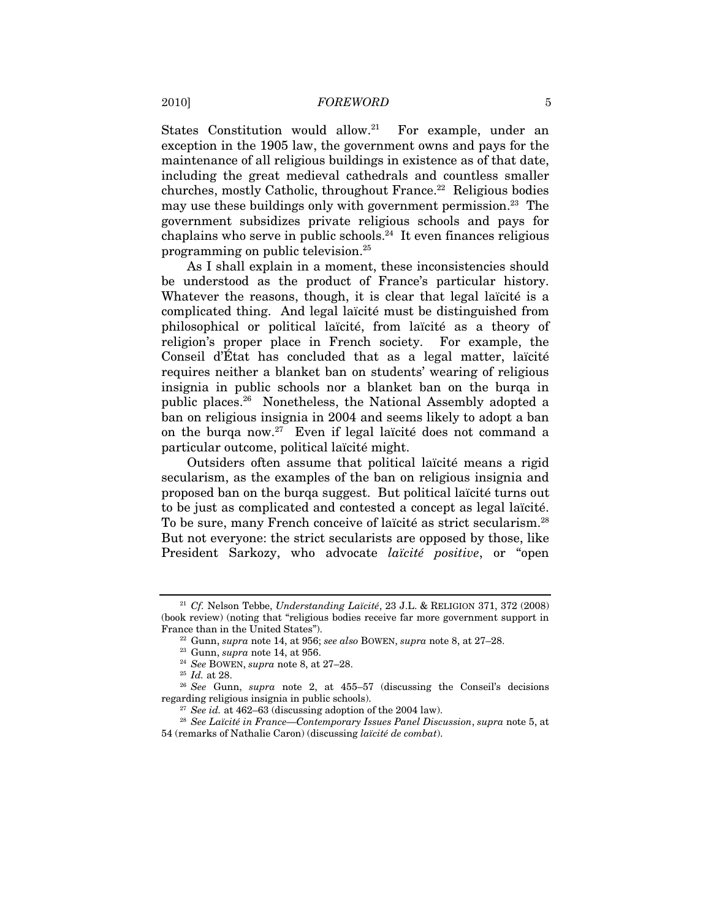States Constitution would allow.[21] For example, under an exception in the 1905 law, the government owns and pays for the maintenance of all religious buildings in existence as of that date, including the great medieval cathedrals and countless smaller churches, mostly Catholic, throughout France.[22] Religious bodies may use these buildings only with government permission.[23] The government subsidizes private religious schools and pays for chaplains who serve in public schools.[24] It even finances religious programming on public television.[25]

As I shall explain in a moment, these inconsistencies should be understood as the product of France's particular history. Whatever the reasons, though, it is clear that legal laïcité is a complicated thing. And legal laïcité must be distinguished from philosophical or political laïcité, from laïcité as a theory of religion's proper place in French society. For example, the Conseil d'État has concluded that as a legal matter, laïcité requires neither a blanket ban on students' wearing of religious insignia in public schools nor a blanket ban on the burqa in public places.[26] Nonetheless, the National Assembly adopted a ban on religious insignia in 2004 and seems likely to adopt a ban on the burqa now.[27] Even if legal laïcité does not command a particular outcome, political laïcité might.

Outsiders often assume that political laïcité means a rigid secularism, as the examples of the ban on religious insignia and proposed ban on the burqa suggest. But political laïcité turns out to be just as complicated and contested a concept as legal laïcité. To be sure, many French conceive of laïcité as strict secularism.[28] But not everyone: the strict secularists are opposed by those, like President Sarkozy, who advocate *laïcité positive*, or "open

---

[21] *Cf.* Nelson Tebbe, *Understanding Laïcité*, 23 J.L. & RELIGION 371, 372 (2008) (book review) (noting that "religious bodies receive far more government support in France than in the United States").

[22] Gunn, *supra* note 14, at 956; *see also* BOWEN, *supra* note 8, at 27–28.

[23] Gunn, *supra* note 14, at 956.

[24] *See* BOWEN, *supra* note 8, at 27–28.

[25] *Id.* at 28.

[26] *See* Gunn, *supra* note 2, at 455–57 (discussing the Conseil's decisions regarding religious insignia in public schools).

[27] *See id.* at 462–63 (discussing adoption of the 2004 law).

[28] *See Laïcité in France—Contemporary Issues Panel Discussion*, *supra* note 5, at 54 (remarks of Nathalie Caron) (discussing *laïcité de combat*).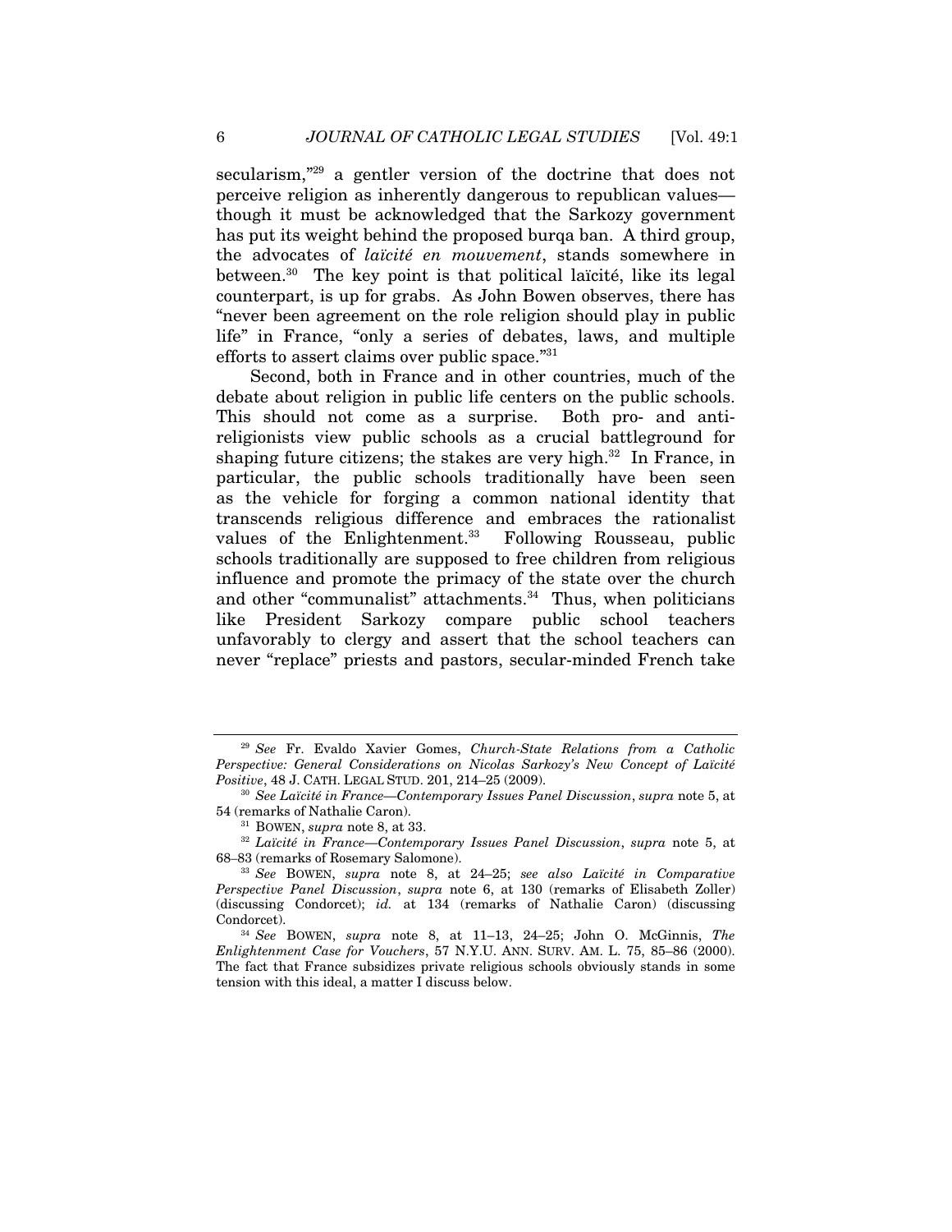secularism,"[29] a gentler version of the doctrine that does not perceive religion as inherently dangerous to republican values—though it must be acknowledged that the Sarkozy government has put its weight behind the proposed burqa ban. A third group, the advocates of *laïcité en mouvement*, stands somewhere in between.[30] The key point is that political laïcité, like its legal counterpart, is up for grabs. As John Bowen observes, there has "never been agreement on the role religion should play in public life" in France, "only a series of debates, laws, and multiple efforts to assert claims over public space."[31]

Second, both in France and in other countries, much of the debate about religion in public life centers on the public schools. This should not come as a surprise. Both pro- and anti-religionists view public schools as a crucial battleground for shaping future citizens; the stakes are very high.[32] In France, in particular, the public schools traditionally have been seen as the vehicle for forging a common national identity that transcends religious difference and embraces the rationalist values of the Enlightenment.[33] Following Rousseau, public schools traditionally are supposed to free children from religious influence and promote the primacy of the state over the church and other "communalist" attachments.[34] Thus, when politicians like President Sarkozy compare public school teachers unfavorably to clergy and assert that the school teachers can never "replace" priests and pastors, secular-minded French take

---

[29] *See* Fr. Evaldo Xavier Gomes, *Church-State Relations from a Catholic Perspective: General Considerations on Nicolas Sarkozy's New Concept of Laïcité Positive*, 48 J. CATH. LEGAL STUD. 201, 214–25 (2009).

[30] *See Laïcité in France—Contemporary Issues Panel Discussion*, *supra* note 5, at 54 (remarks of Nathalie Caron).

[31] BOWEN, *supra* note 8, at 33.

[32] *Laïcité in France—Contemporary Issues Panel Discussion*, *supra* note 5, at 68–83 (remarks of Rosemary Salomone).

[33] *See* BOWEN, *supra* note 8, at 24–25; *see also Laïcité in Comparative Perspective Panel Discussion*, *supra* note 6, at 130 (remarks of Elisabeth Zoller) (discussing Condorcet); *id.* at 134 (remarks of Nathalie Caron) (discussing Condorcet).

[34] *See* BOWEN, *supra* note 8, at 11–13, 24–25; John O. McGinnis, *The Enlightenment Case for Vouchers*, 57 N.Y.U. ANN. SURV. AM. L. 75, 85–86 (2000). The fact that France subsidizes private religious schools obviously stands in some tension with this ideal, a matter I discuss below.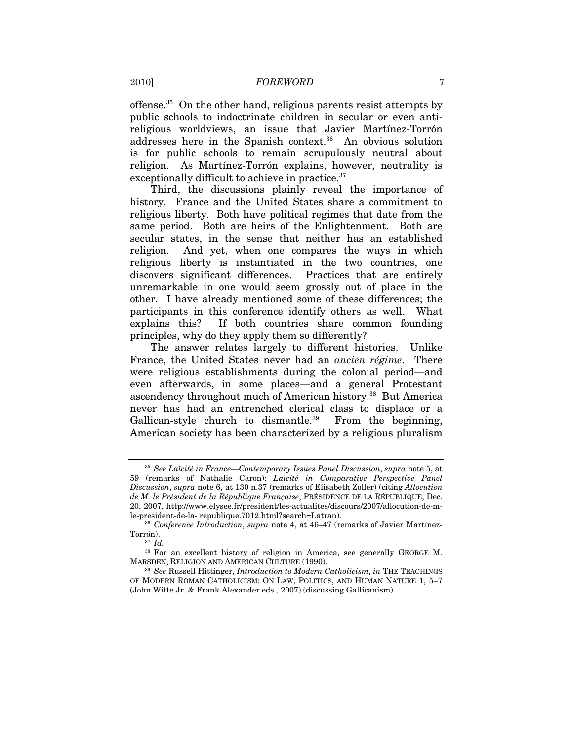offense.[35] On the other hand, religious parents resist attempts by public schools to indoctrinate children in secular or even anti-religious worldviews, an issue that Javier Martínez-Torrón addresses here in the Spanish context.[36] An obvious solution is for public schools to remain scrupulously neutral about religion. As Martínez-Torrón explains, however, neutrality is exceptionally difficult to achieve in practice.[37]

Third, the discussions plainly reveal the importance of history. France and the United States share a commitment to religious liberty. Both have political regimes that date from the same period. Both are heirs of the Enlightenment. Both are secular states, in the sense that neither has an established religion. And yet, when one compares the ways in which religious liberty is instantiated in the two countries, one discovers significant differences. Practices that are entirely unremarkable in one would seem grossly out of place in the other. I have already mentioned some of these differences; the participants in this conference identify others as well. What explains this? If both countries share common founding principles, why do they apply them so differently?

The answer relates largely to different histories. Unlike France, the United States never had an *ancien régime*. There were religious establishments during the colonial period—and even afterwards, in some places—and a general Protestant ascendency throughout much of American history.[38] But America never has had an entrenched clerical class to displace or a Gallican-style church to dismantle.[39] From the beginning, American society has been characterized by a religious pluralism

---

[35] *See Laïcité in France—Contemporary Issues Panel Discussion*, *supra* note 5, at 59 (remarks of Nathalie Caron); *Laïcité in Comparative Perspective Panel Discussion*, *supra* note 6, at 130 n.37 (remarks of Elisabeth Zoller) (citing *Allocution de M. le Président de la République Française*, PRÉSIDENCE DE LA RÉPUBLIQUE, Dec. 20, 2007, http://www.elysee.fr/president/les-actualites/discours/2007/allocution-de-m-le-president-de-la- republique.7012.html?search=Latran).

[36] *Conference Introduction*, *supra* note 4, at 46–47 (remarks of Javier Martínez-Torrón).

[37] *Id.*

[38] For an excellent history of religion in America, see generally GEORGE M. MARSDEN, RELIGION AND AMERICAN CULTURE (1990).

[39] *See* Russell Hittinger, *Introduction to Modern Catholicism*, *in* THE TEACHINGS OF MODERN ROMAN CATHOLICISM: ON LAW, POLITICS, AND HUMAN NATURE 1, 5–7 (John Witte Jr. & Frank Alexander eds., 2007) (discussing Gallicanism).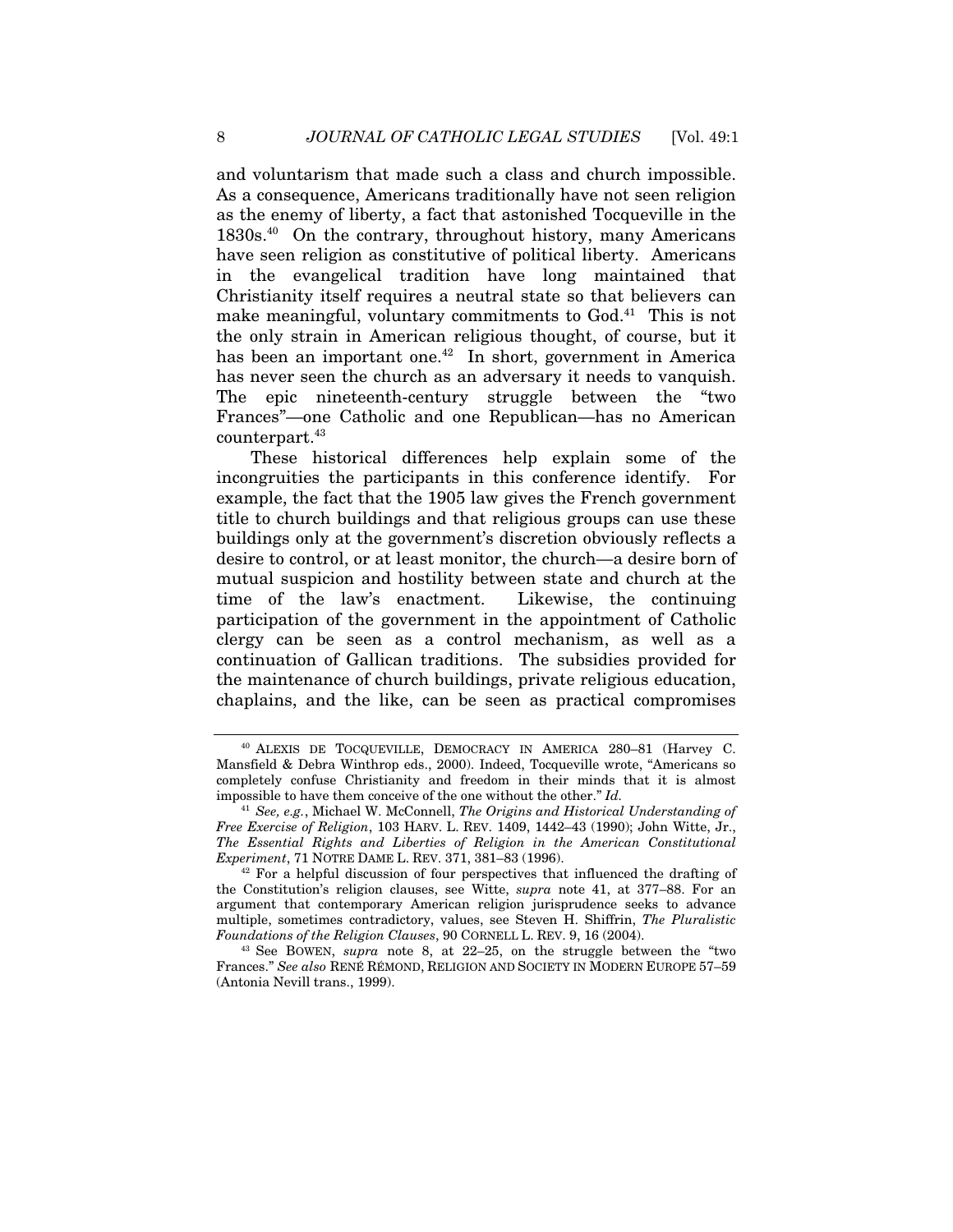and voluntarism that made such a class and church impossible. As a consequence, Americans traditionally have not seen religion as the enemy of liberty, a fact that astonished Tocqueville in the 1830s.[40] On the contrary, throughout history, many Americans have seen religion as constitutive of political liberty. Americans in the evangelical tradition have long maintained that Christianity itself requires a neutral state so that believers can make meaningful, voluntary commitments to God.[41] This is not the only strain in American religious thought, of course, but it has been an important one.[42] In short, government in America has never seen the church as an adversary it needs to vanquish. The epic nineteenth-century struggle between the "two Frances"—one Catholic and one Republican—has no American counterpart.[43]

These historical differences help explain some of the incongruities the participants in this conference identify. For example, the fact that the 1905 law gives the French government title to church buildings and that religious groups can use these buildings only at the government's discretion obviously reflects a desire to control, or at least monitor, the church—a desire born of mutual suspicion and hostility between state and church at the time of the law's enactment. Likewise, the continuing participation of the government in the appointment of Catholic clergy can be seen as a control mechanism, as well as a continuation of Gallican traditions. The subsidies provided for the maintenance of church buildings, private religious education, chaplains, and the like, can be seen as practical compromises

---

[40] ALEXIS DE TOCQUEVILLE, DEMOCRACY IN AMERICA 280–81 (Harvey C. Mansfield & Debra Winthrop eds., 2000). Indeed, Tocqueville wrote, "Americans so completely confuse Christianity and freedom in their minds that it is almost impossible to have them conceive of the one without the other." *Id.*

[41] *See, e.g.*, Michael W. McConnell, *The Origins and Historical Understanding of Free Exercise of Religion*, 103 HARV. L. REV. 1409, 1442–43 (1990); John Witte, Jr., *The Essential Rights and Liberties of Religion in the American Constitutional Experiment*, 71 NOTRE DAME L. REV. 371, 381–83 (1996).

[42] For a helpful discussion of four perspectives that influenced the drafting of the Constitution's religion clauses, see Witte, *supra* note 41, at 377–88. For an argument that contemporary American religion jurisprudence seeks to advance multiple, sometimes contradictory, values, see Steven H. Shiffrin, *The Pluralistic Foundations of the Religion Clauses*, 90 CORNELL L. REV. 9, 16 (2004).

[43] See BOWEN, *supra* note 8, at 22–25, on the struggle between the "two Frances." *See also* RENÉ RÉMOND, RELIGION AND SOCIETY IN MODERN EUROPE 57–59 (Antonia Nevill trans., 1999).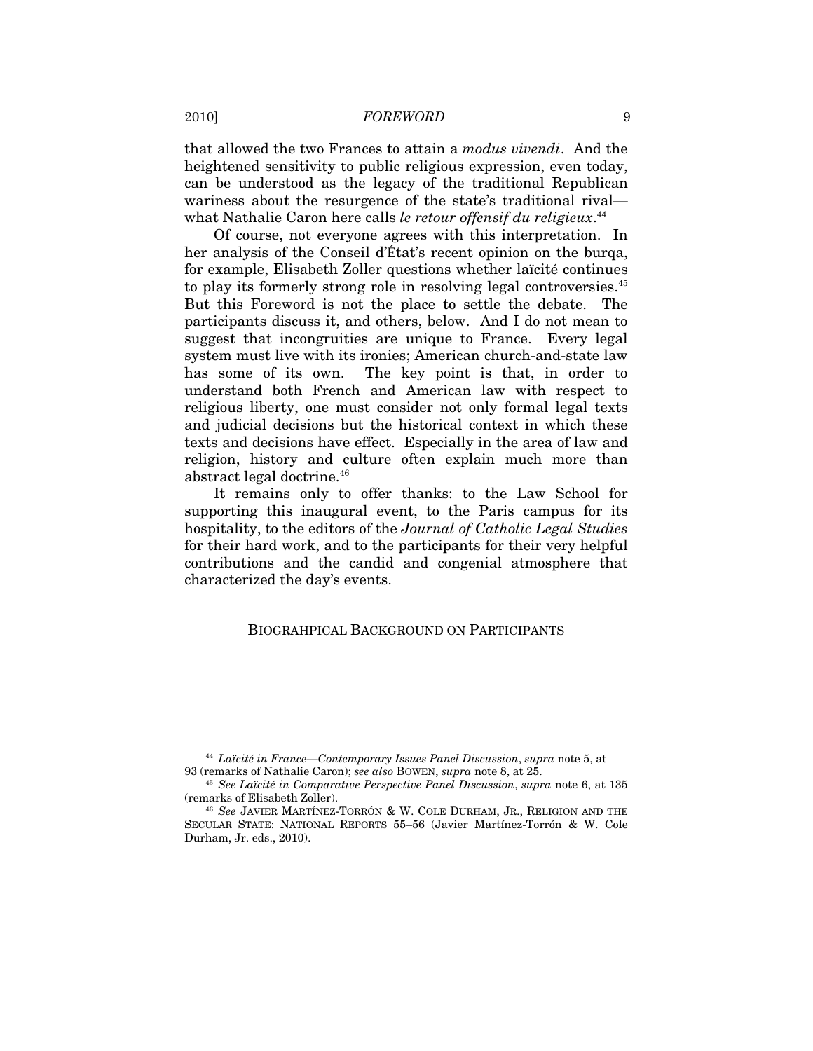that allowed the two Frances to attain a *modus vivendi*. And the heightened sensitivity to public religious expression, even today, can be understood as the legacy of the traditional Republican wariness about the resurgence of the state's traditional rival—what Nathalie Caron here calls *le retour offensif du religieux*.[44]

Of course, not everyone agrees with this interpretation. In her analysis of the Conseil d'État's recent opinion on the burqa, for example, Elisabeth Zoller questions whether laïcité continues to play its formerly strong role in resolving legal controversies.[45] But this Foreword is not the place to settle the debate. The participants discuss it, and others, below. And I do not mean to suggest that incongruities are unique to France. Every legal system must live with its ironies; American church-and-state law has some of its own. The key point is that, in order to understand both French and American law with respect to religious liberty, one must consider not only formal legal texts and judicial decisions but the historical context in which these texts and decisions have effect. Especially in the area of law and religion, history and culture often explain much more than abstract legal doctrine.[46]

It remains only to offer thanks: to the Law School for supporting this inaugural event, to the Paris campus for its hospitality, to the editors of the *Journal of Catholic Legal Studies* for their hard work, and to the participants for their very helpful contributions and the candid and congenial atmosphere that characterized the day's events.

## BIOGRAHPICAL BACKGROUND ON PARTICIPANTS

---

[44] *Laïcité in France—Contemporary Issues Panel Discussion*, *supra* note 5, at 93 (remarks of Nathalie Caron); *see also* BOWEN, *supra* note 8, at 25.

[45] *See Laïcité in Comparative Perspective Panel Discussion*, *supra* note 6, at 135 (remarks of Elisabeth Zoller).

[46] *See* JAVIER MARTÍNEZ-TORRÓN & W. COLE DURHAM, JR., RELIGION AND THE SECULAR STATE: NATIONAL REPORTS 55–56 (Javier Martínez-Torrón & W. Cole Durham, Jr. eds., 2010).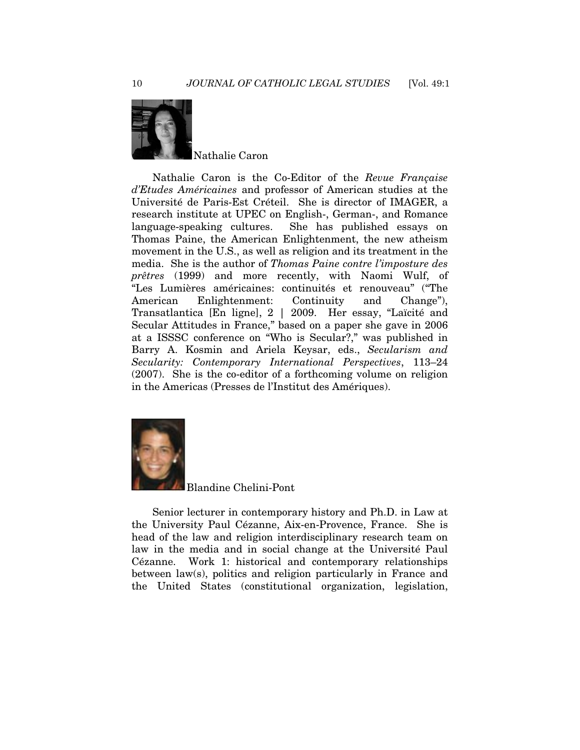Nathalie Caron

Nathalie Caron is the Co-Editor of the *Revue Française d'Etudes Américaines* and professor of American studies at the Université de Paris-Est Créteil. She is director of IMAGER, a research institute at UPEC on English-, German-, and Romance language-speaking cultures. She has published essays on Thomas Paine, the American Enlightenment, the new atheism movement in the U.S., as well as religion and its treatment in the media. She is the author of *Thomas Paine contre l'imposture des prêtres* (1999) and more recently, with Naomi Wulf, of "Les Lumières américaines: continuités et renouveau" ("The American Enlightenment: Continuity and Change"), Transatlantica [En ligne], 2 | 2009. Her essay, "Laïcité and Secular Attitudes in France," based on a paper she gave in 2006 at a ISSSC conference on "Who is Secular?," was published in Barry A. Kosmin and Ariela Keysar, eds., *Secularism and Secularity: Contemporary International Perspectives*, 113–24 (2007). She is the co-editor of a forthcoming volume on religion in the Americas (Presses de l'Institut des Amériques).

Blandine Chelini-Pont

Senior lecturer in contemporary history and Ph.D. in Law at the University Paul Cézanne, Aix-en-Provence, France. She is head of the law and religion interdisciplinary research team on law in the media and in social change at the Université Paul Cézanne. Work 1: historical and contemporary relationships between law(s), politics and religion particularly in France and the United States (constitutional organization, legislation,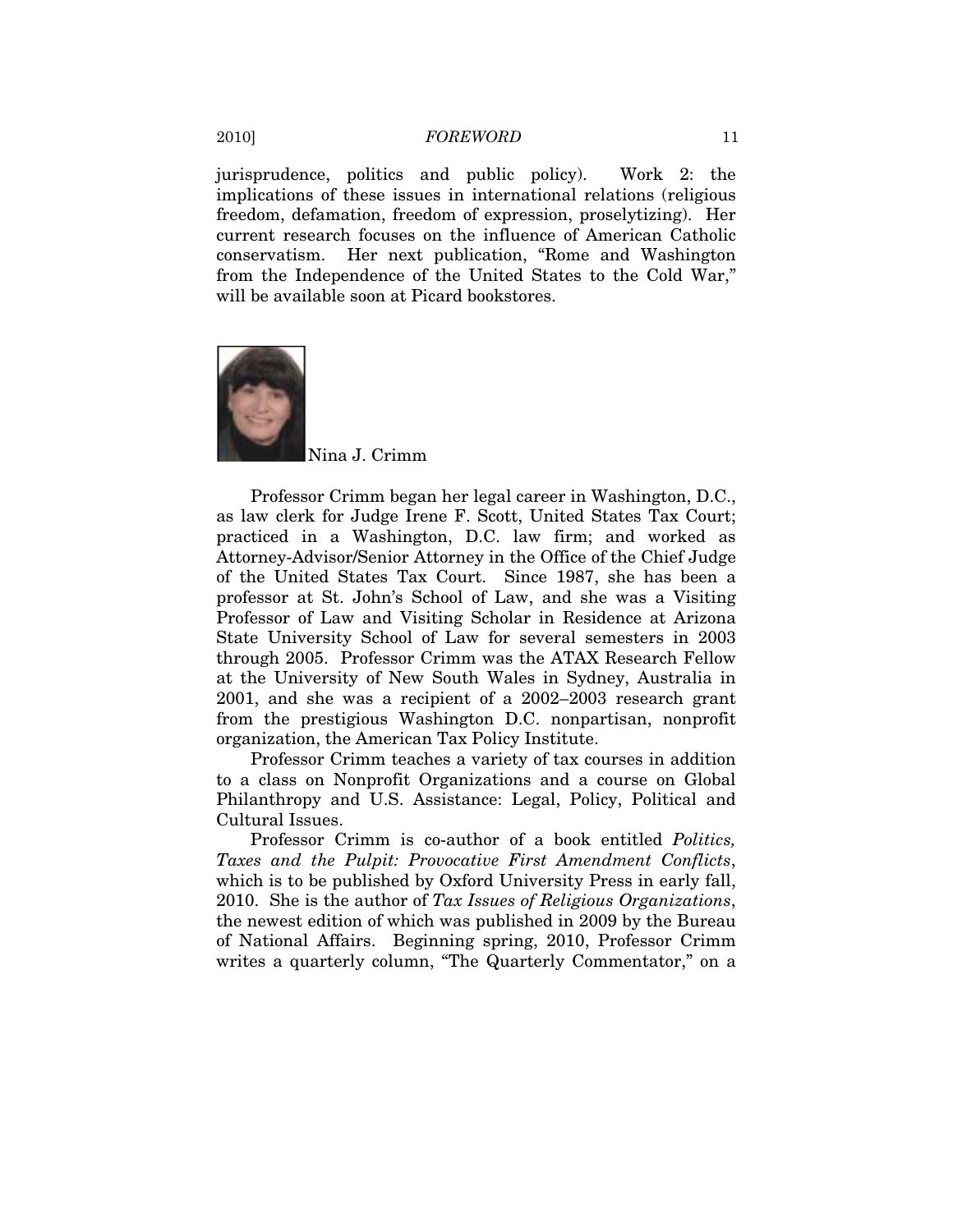jurisprudence, politics and public policy). Work 2: the implications of these issues in international relations (religious freedom, defamation, freedom of expression, proselytizing). Her current research focuses on the influence of American Catholic conservatism. Her next publication, "Rome and Washington from the Independence of the United States to the Cold War," will be available soon at Picard bookstores.

Nina J. Crimm

Professor Crimm began her legal career in Washington, D.C., as law clerk for Judge Irene F. Scott, United States Tax Court; practiced in a Washington, D.C. law firm; and worked as Attorney-Advisor/Senior Attorney in the Office of the Chief Judge of the United States Tax Court. Since 1987, she has been a professor at St. John's School of Law, and she was a Visiting Professor of Law and Visiting Scholar in Residence at Arizona State University School of Law for several semesters in 2003 through 2005. Professor Crimm was the ATAX Research Fellow at the University of New South Wales in Sydney, Australia in 2001, and she was a recipient of a 2002–2003 research grant from the prestigious Washington D.C. nonpartisan, nonprofit organization, the American Tax Policy Institute.

Professor Crimm teaches a variety of tax courses in addition to a class on Nonprofit Organizations and a course on Global Philanthropy and U.S. Assistance: Legal, Policy, Political and Cultural Issues.

Professor Crimm is co-author of a book entitled *Politics, Taxes and the Pulpit: Provocative First Amendment Conflicts*, which is to be published by Oxford University Press in early fall, 2010. She is the author of *Tax Issues of Religious Organizations*, the newest edition of which was published in 2009 by the Bureau of National Affairs. Beginning spring, 2010, Professor Crimm writes a quarterly column, "The Quarterly Commentator," on a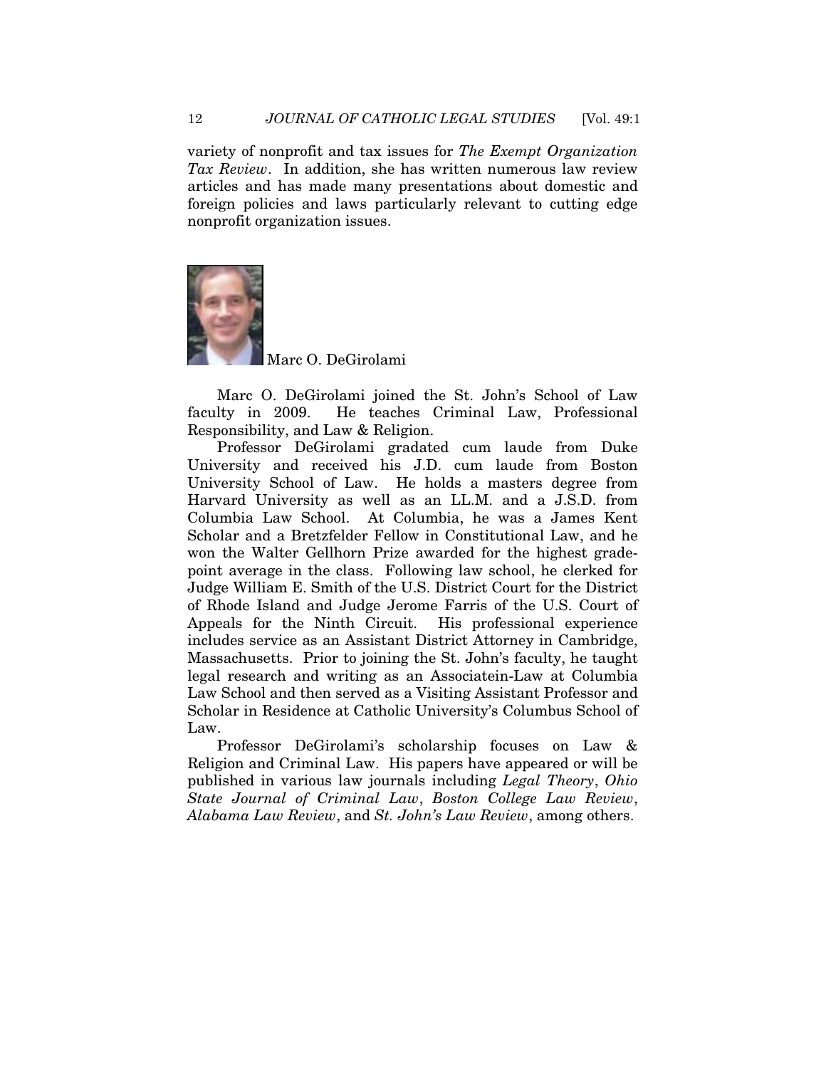variety of nonprofit and tax issues for *The Exempt Organization Tax Review*. In addition, she has written numerous law review articles and has made many presentations about domestic and foreign policies and laws particularly relevant to cutting edge nonprofit organization issues.

Marc O. DeGirolami

Marc O. DeGirolami joined the St. John's School of Law faculty in 2009. He teaches Criminal Law, Professional Responsibility, and Law & Religion.

Professor DeGirolami gradated cum laude from Duke University and received his J.D. cum laude from Boston University School of Law. He holds a masters degree from Harvard University as well as an LL.M. and a J.S.D. from Columbia Law School. At Columbia, he was a James Kent Scholar and a Bretzfelder Fellow in Constitutional Law, and he won the Walter Gellhorn Prize awarded for the highest grade-point average in the class. Following law school, he clerked for Judge William E. Smith of the U.S. District Court for the District of Rhode Island and Judge Jerome Farris of the U.S. Court of Appeals for the Ninth Circuit. His professional experience includes service as an Assistant District Attorney in Cambridge, Massachusetts. Prior to joining the St. John's faculty, he taught legal research and writing as an Associatein-Law at Columbia Law School and then served as a Visiting Assistant Professor and Scholar in Residence at Catholic University's Columbus School of Law.

Professor DeGirolami's scholarship focuses on Law & Religion and Criminal Law. His papers have appeared or will be published in various law journals including *Legal Theory*, *Ohio State Journal of Criminal Law*, *Boston College Law Review*, *Alabama Law Review*, and *St. John's Law Review*, among others.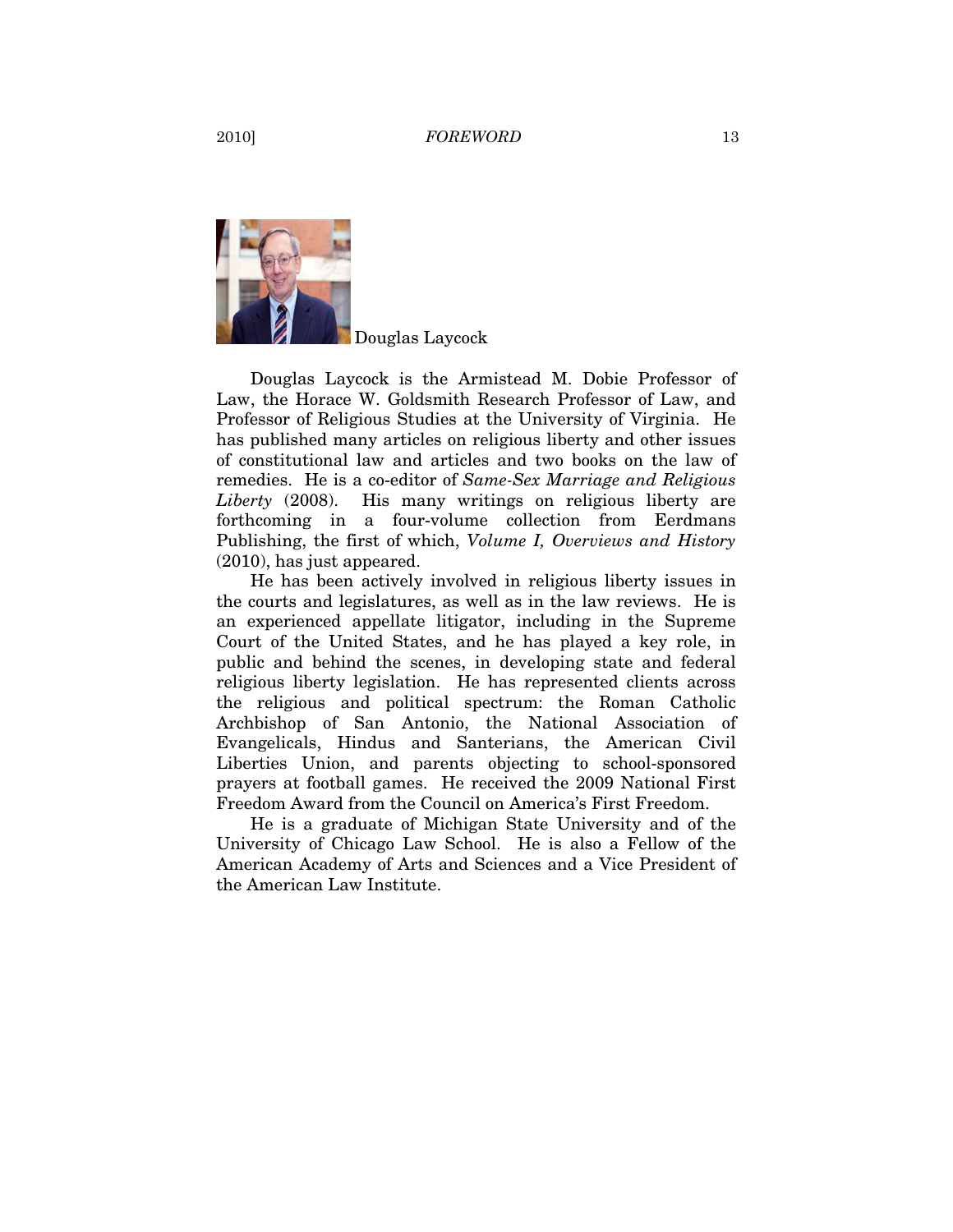Douglas Laycock

Douglas Laycock is the Armistead M. Dobie Professor of Law, the Horace W. Goldsmith Research Professor of Law, and Professor of Religious Studies at the University of Virginia. He has published many articles on religious liberty and other issues of constitutional law and articles and two books on the law of remedies. He is a co-editor of *Same-Sex Marriage and Religious Liberty* (2008). His many writings on religious liberty are forthcoming in a four-volume collection from Eerdmans Publishing, the first of which, *Volume I, Overviews and History* (2010), has just appeared.

He has been actively involved in religious liberty issues in the courts and legislatures, as well as in the law reviews. He is an experienced appellate litigator, including in the Supreme Court of the United States, and he has played a key role, in public and behind the scenes, in developing state and federal religious liberty legislation. He has represented clients across the religious and political spectrum: the Roman Catholic Archbishop of San Antonio, the National Association of Evangelicals, Hindus and Santerians, the American Civil Liberties Union, and parents objecting to school-sponsored prayers at football games. He received the 2009 National First Freedom Award from the Council on America's First Freedom.

He is a graduate of Michigan State University and of the University of Chicago Law School. He is also a Fellow of the American Academy of Arts and Sciences and a Vice President of the American Law Institute.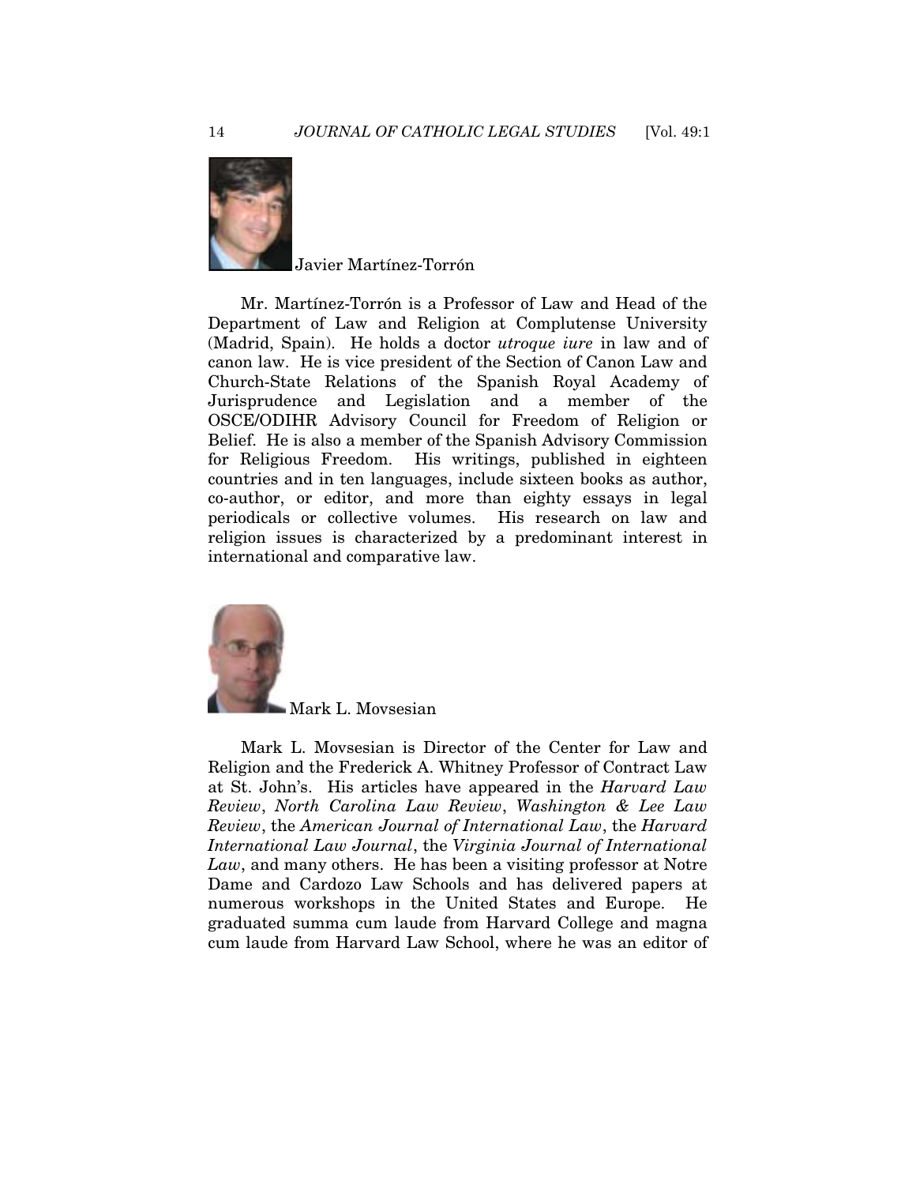Javier Martínez-Torrón

Mr. Martínez-Torrón is a Professor of Law and Head of the Department of Law and Religion at Complutense University (Madrid, Spain). He holds a doctor *utroque iure* in law and of canon law. He is vice president of the Section of Canon Law and Church-State Relations of the Spanish Royal Academy of Jurisprudence and Legislation and a member of the OSCE/ODIHR Advisory Council for Freedom of Religion or Belief. He is also a member of the Spanish Advisory Commission for Religious Freedom. His writings, published in eighteen countries and in ten languages, include sixteen books as author, co-author, or editor, and more than eighty essays in legal periodicals or collective volumes. His research on law and religion issues is characterized by a predominant interest in international and comparative law.

Mark L. Movsesian

Mark L. Movsesian is Director of the Center for Law and Religion and the Frederick A. Whitney Professor of Contract Law at St. John's. His articles have appeared in the *Harvard Law Review*, *North Carolina Law Review*, *Washington & Lee Law Review*, the *American Journal of International Law*, the *Harvard International Law Journal*, the *Virginia Journal of International Law*, and many others. He has been a visiting professor at Notre Dame and Cardozo Law Schools and has delivered papers at numerous workshops in the United States and Europe. He graduated summa cum laude from Harvard College and magna cum laude from Harvard Law School, where he was an editor of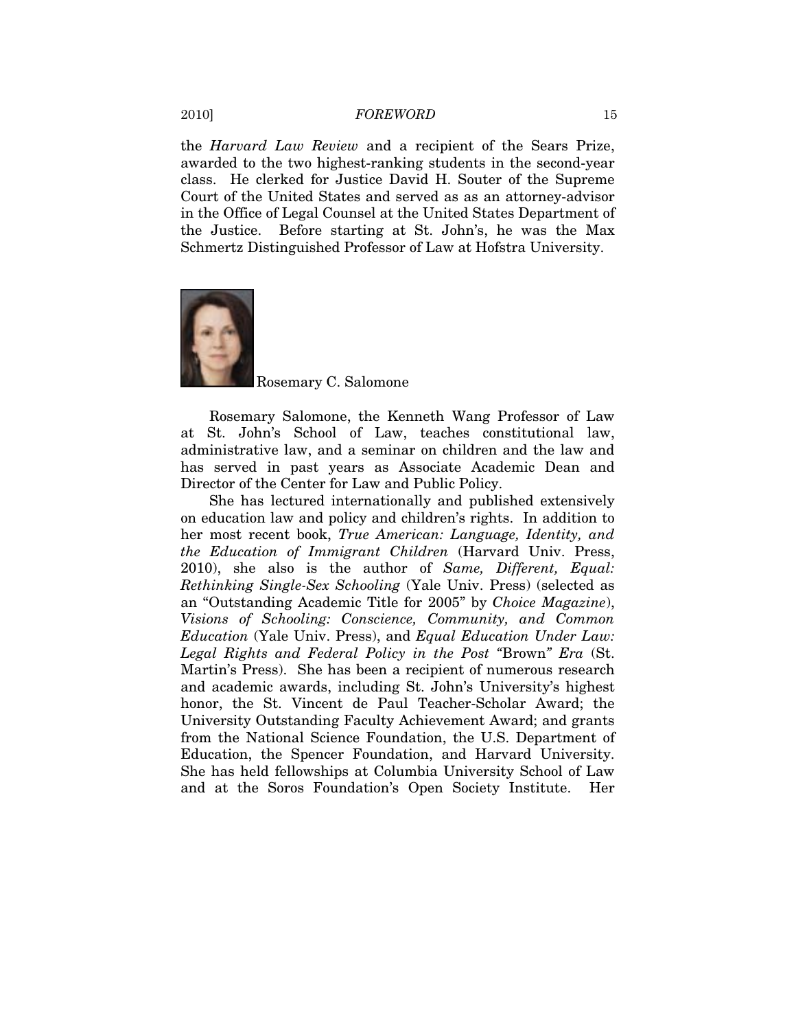the *Harvard Law Review* and a recipient of the Sears Prize, awarded to the two highest-ranking students in the second-year class. He clerked for Justice David H. Souter of the Supreme Court of the United States and served as as an attorney-advisor in the Office of Legal Counsel at the United States Department of the Justice. Before starting at St. John's, he was the Max Schmertz Distinguished Professor of Law at Hofstra University.

Rosemary C. Salomone

Rosemary Salomone, the Kenneth Wang Professor of Law at St. John's School of Law, teaches constitutional law, administrative law, and a seminar on children and the law and has served in past years as Associate Academic Dean and Director of the Center for Law and Public Policy.

She has lectured internationally and published extensively on education law and policy and children's rights. In addition to her most recent book, *True American: Language, Identity, and the Education of Immigrant Children* (Harvard Univ. Press, 2010), she also is the author of *Same, Different, Equal: Rethinking Single-Sex Schooling* (Yale Univ. Press) (selected as an "Outstanding Academic Title for 2005" by *Choice Magazine*), *Visions of Schooling: Conscience, Community, and Common Education* (Yale Univ. Press), and *Equal Education Under Law: Legal Rights and Federal Policy in the Post "*Brown*" Era* (St. Martin's Press). She has been a recipient of numerous research and academic awards, including St. John's University's highest honor, the St. Vincent de Paul Teacher-Scholar Award; the University Outstanding Faculty Achievement Award; and grants from the National Science Foundation, the U.S. Department of Education, the Spencer Foundation, and Harvard University. She has held fellowships at Columbia University School of Law and at the Soros Foundation's Open Society Institute. Her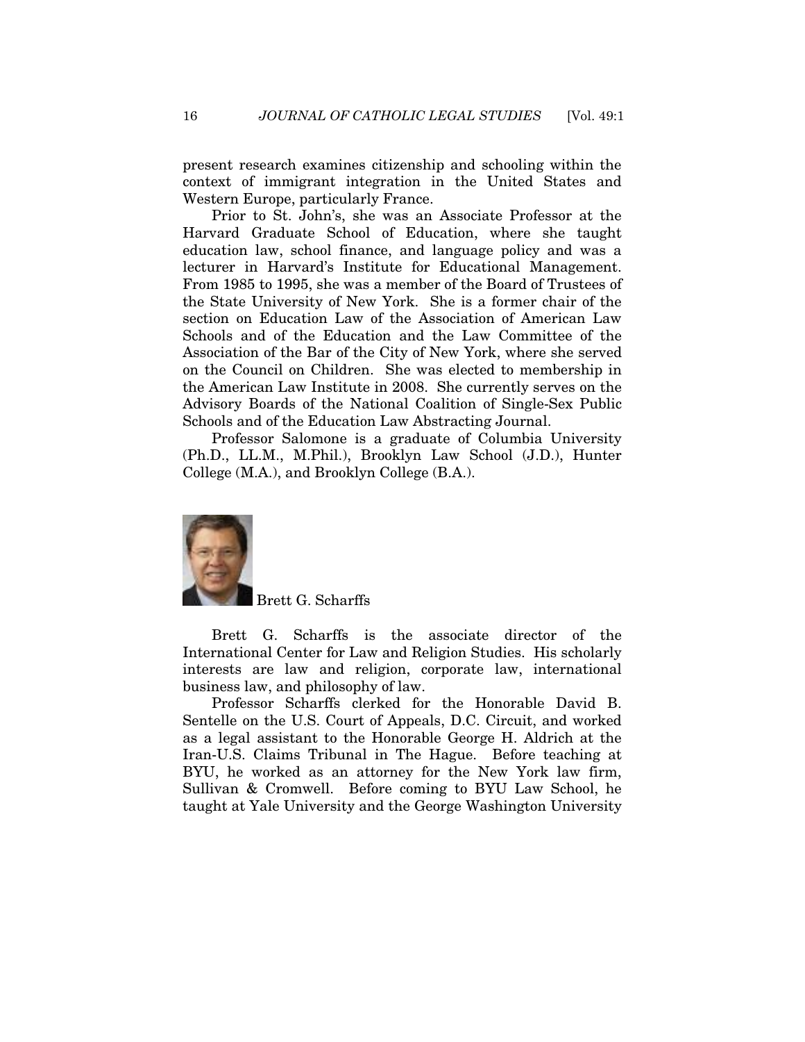present research examines citizenship and schooling within the context of immigrant integration in the United States and Western Europe, particularly France.

Prior to St. John's, she was an Associate Professor at the Harvard Graduate School of Education, where she taught education law, school finance, and language policy and was a lecturer in Harvard's Institute for Educational Management. From 1985 to 1995, she was a member of the Board of Trustees of the State University of New York. She is a former chair of the section on Education Law of the Association of American Law Schools and of the Education and the Law Committee of the Association of the Bar of the City of New York, where she served on the Council on Children. She was elected to membership in the American Law Institute in 2008. She currently serves on the Advisory Boards of the National Coalition of Single-Sex Public Schools and of the Education Law Abstracting Journal.

Professor Salomone is a graduate of Columbia University (Ph.D., LL.M., M.Phil.), Brooklyn Law School (J.D.), Hunter College (M.A.), and Brooklyn College (B.A.).

Brett G. Scharffs

Brett G. Scharffs is the associate director of the International Center for Law and Religion Studies. His scholarly interests are law and religion, corporate law, international business law, and philosophy of law.

Professor Scharffs clerked for the Honorable David B. Sentelle on the U.S. Court of Appeals, D.C. Circuit, and worked as a legal assistant to the Honorable George H. Aldrich at the Iran-U.S. Claims Tribunal in The Hague. Before teaching at BYU, he worked as an attorney for the New York law firm, Sullivan & Cromwell. Before coming to BYU Law School, he taught at Yale University and the George Washington University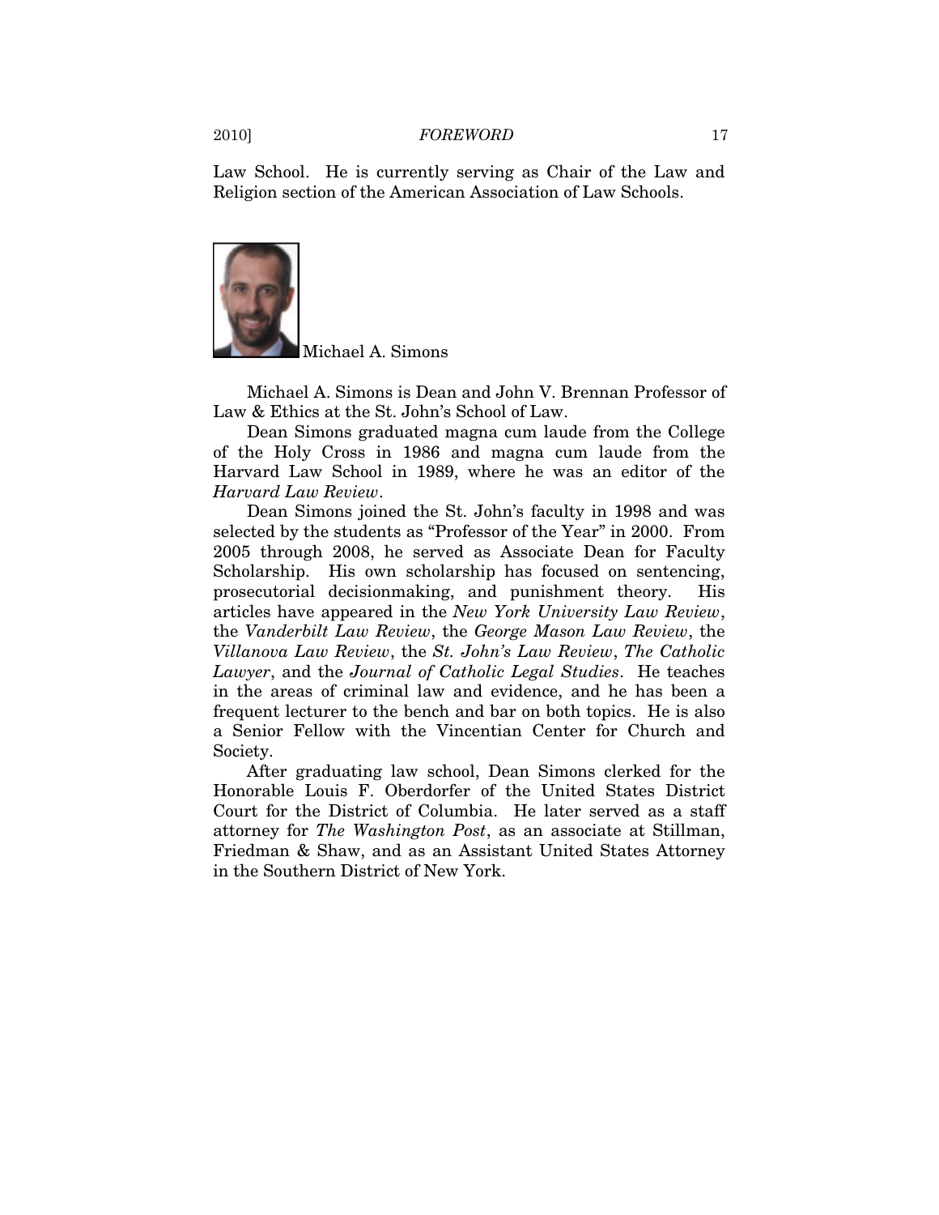Law School. He is currently serving as Chair of the Law and Religion section of the American Association of Law Schools.

Michael A. Simons

Michael A. Simons is Dean and John V. Brennan Professor of Law & Ethics at the St. John's School of Law.

Dean Simons graduated magna cum laude from the College of the Holy Cross in 1986 and magna cum laude from the Harvard Law School in 1989, where he was an editor of the *Harvard Law Review*.

Dean Simons joined the St. John's faculty in 1998 and was selected by the students as "Professor of the Year" in 2000. From 2005 through 2008, he served as Associate Dean for Faculty Scholarship. His own scholarship has focused on sentencing, prosecutorial decisionmaking, and punishment theory. His articles have appeared in the *New York University Law Review*, the *Vanderbilt Law Review*, the *George Mason Law Review*, the *Villanova Law Review*, the *St. John's Law Review*, *The Catholic Lawyer*, and the *Journal of Catholic Legal Studies*. He teaches in the areas of criminal law and evidence, and he has been a frequent lecturer to the bench and bar on both topics. He is also a Senior Fellow with the Vincentian Center for Church and Society.

After graduating law school, Dean Simons clerked for the Honorable Louis F. Oberdorfer of the United States District Court for the District of Columbia. He later served as a staff attorney for *The Washington Post*, as an associate at Stillman, Friedman & Shaw, and as an Assistant United States Attorney in the Southern District of New York.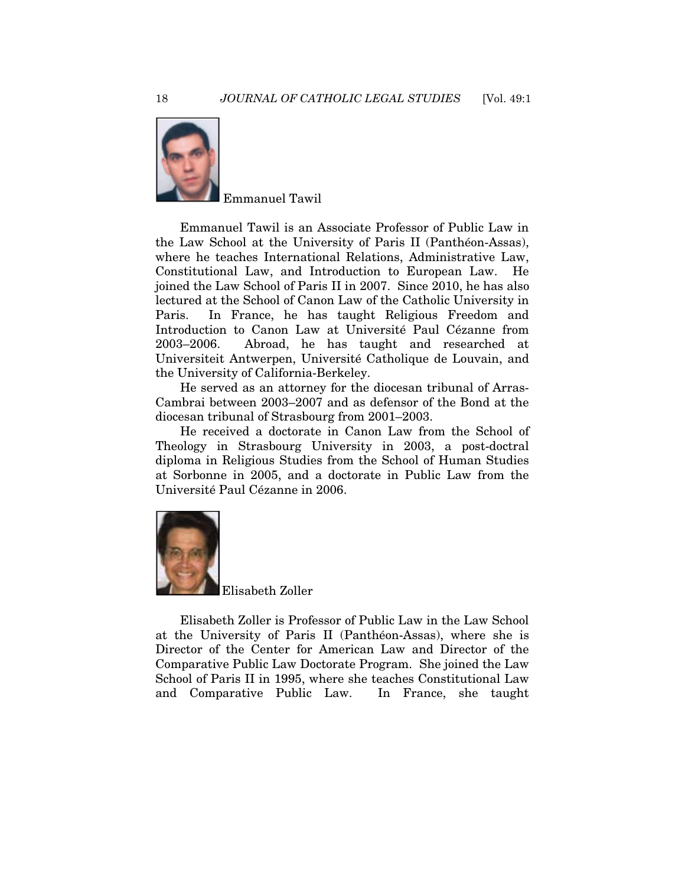Emmanuel Tawil

Emmanuel Tawil is an Associate Professor of Public Law in the Law School at the University of Paris II (Panthéon-Assas), where he teaches International Relations, Administrative Law, Constitutional Law, and Introduction to European Law. He joined the Law School of Paris II in 2007. Since 2010, he has also lectured at the School of Canon Law of the Catholic University in Paris. In France, he has taught Religious Freedom and Introduction to Canon Law at Université Paul Cézanne from 2003–2006. Abroad, he has taught and researched at Universiteit Antwerpen, Université Catholique de Louvain, and the University of California-Berkeley.

He served as an attorney for the diocesan tribunal of Arras-Cambrai between 2003–2007 and as defensor of the Bond at the diocesan tribunal of Strasbourg from 2001–2003.

He received a doctorate in Canon Law from the School of Theology in Strasbourg University in 2003, a post-doctral diploma in Religious Studies from the School of Human Studies at Sorbonne in 2005, and a doctorate in Public Law from the Université Paul Cézanne in 2006.

Elisabeth Zoller

Elisabeth Zoller is Professor of Public Law in the Law School at the University of Paris II (Panthéon-Assas), where she is Director of the Center for American Law and Director of the Comparative Public Law Doctorate Program. She joined the Law School of Paris II in 1995, where she teaches Constitutional Law and Comparative Public Law. In France, she taught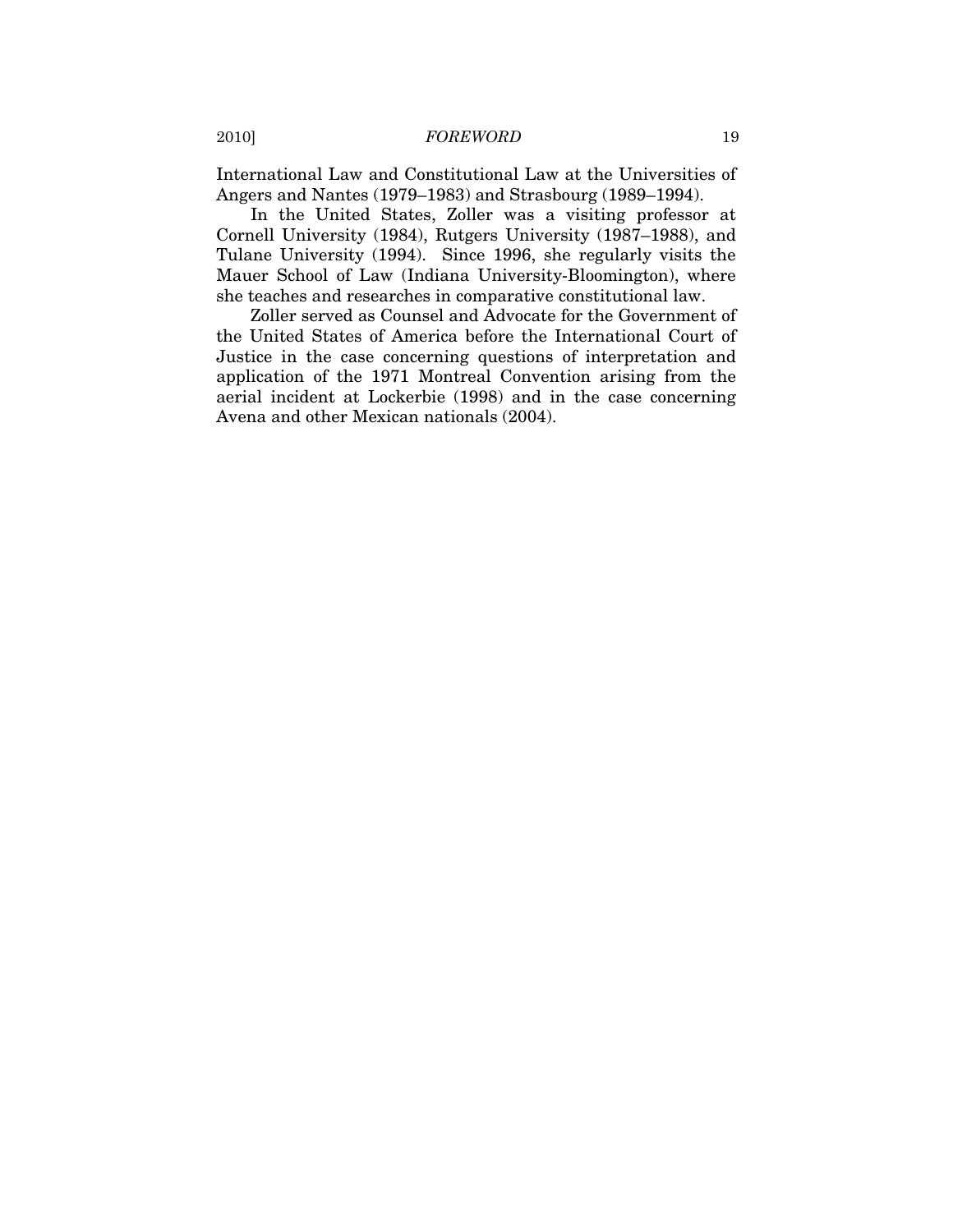International Law and Constitutional Law at the Universities of Angers and Nantes (1979–1983) and Strasbourg (1989–1994).

In the United States, Zoller was a visiting professor at Cornell University (1984), Rutgers University (1987–1988), and Tulane University (1994). Since 1996, she regularly visits the Mauer School of Law (Indiana University-Bloomington), where she teaches and researches in comparative constitutional law.

Zoller served as Counsel and Advocate for the Government of the United States of America before the International Court of Justice in the case concerning questions of interpretation and application of the 1971 Montreal Convention arising from the aerial incident at Lockerbie (1998) and in the case concerning Avena and other Mexican nationals (2004).